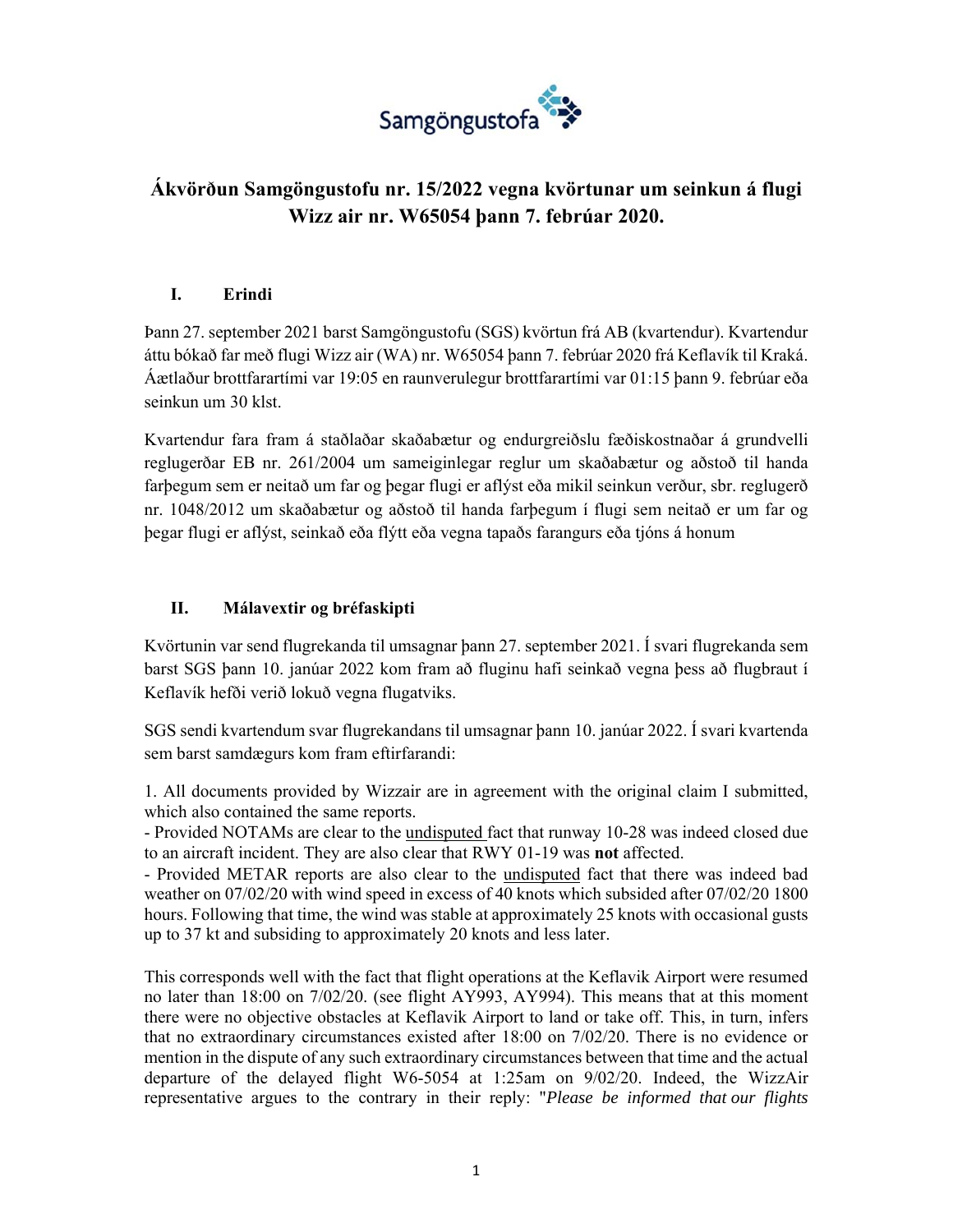Samgöngustofa

# Ákvörðun Samgöngustofu nr. 15/2022 vegna kvörtunar um seinkun á flugi Wizz air nr. W65054 þann 7. febrúar 2020.

## I. Erindi

Þann 27. september 2021 barst Samgöngustofu (SGS) kvörtun frá AB (kvartendur). Kvartendur áttu bókað far með flugi Wizz air (WA) nr. W65054 þann 7. febrúar 2020 frá Keflavík til Kraká. Áætlaður brottfarartími var 19:05 en raunverulegur brottfarartími var 01:15 þann 9. febrúar eða seinkun um 30 klst.

Kvartendur fara fram á staðlaðar skaðabætur og endurgreiðslu fæðiskostnaðar á grundvelli reglugerðar EB nr. 261/2004 um sameiginlegar reglur um skaðabætur og aðstoð til handa farþegum sem er neitað um far og þegar flugi er aflýst eða mikil seinkun verður, sbr. reglugerð nr. 1048/2012 um skaðabætur og aðstoð til handa farþegum í flugi sem neitað er um far og þegar flugi er aflýst, seinkað eða flýtt eða vegna tapaðs farangurs eða tjóns á honum

## II. Málavextir og bréfaskipti

Kvörtunin var send flugrekanda til umsagnar þann 27. september 2021. Í svari flugrekanda sem barst SGS þann 10. janúar 2022 kom fram að fluginu hafi seinkað vegna þess að flugbraut í Keflavík hefði verið lokuð vegna flugatviks.

SGS sendi kvartendum svar flugrekandans til umsagnar þann 10. janúar 2022. Í svari kvartenda sem barst samdægurs kom fram eftirfarandi:

1. All documents provided by Wizzair are in agreement with the original claim I submitted, which also contained the same reports.
- Provided NOTAMs are clear to the undisputed fact that runway 10-28 was indeed closed due to an aircraft incident. They are also clear that RWY 01-19 was **not** affected.
- Provided METAR reports are also clear to the undisputed fact that there was indeed bad weather on 07/02/20 with wind speed in excess of 40 knots which subsided after 07/02/20 1800 hours. Following that time, the wind was stable at approximately 25 knots with occasional gusts up to 37 kt and subsiding to approximately 20 knots and less later.

This corresponds well with the fact that flight operations at the Keflavik Airport were resumed no later than 18:00 on 7/02/20. (see flight AY993, AY994). This means that at this moment there were no objective obstacles at Keflavik Airport to land or take off. This, in turn, infers that no extraordinary circumstances existed after 18:00 on 7/02/20. There is no evidence or mention in the dispute of any such extraordinary circumstances between that time and the actual departure of the delayed flight W6-5054 at 1:25am on 9/02/20. Indeed, the WizzAir representative argues to the contrary in their reply: "*Please be informed that our flights*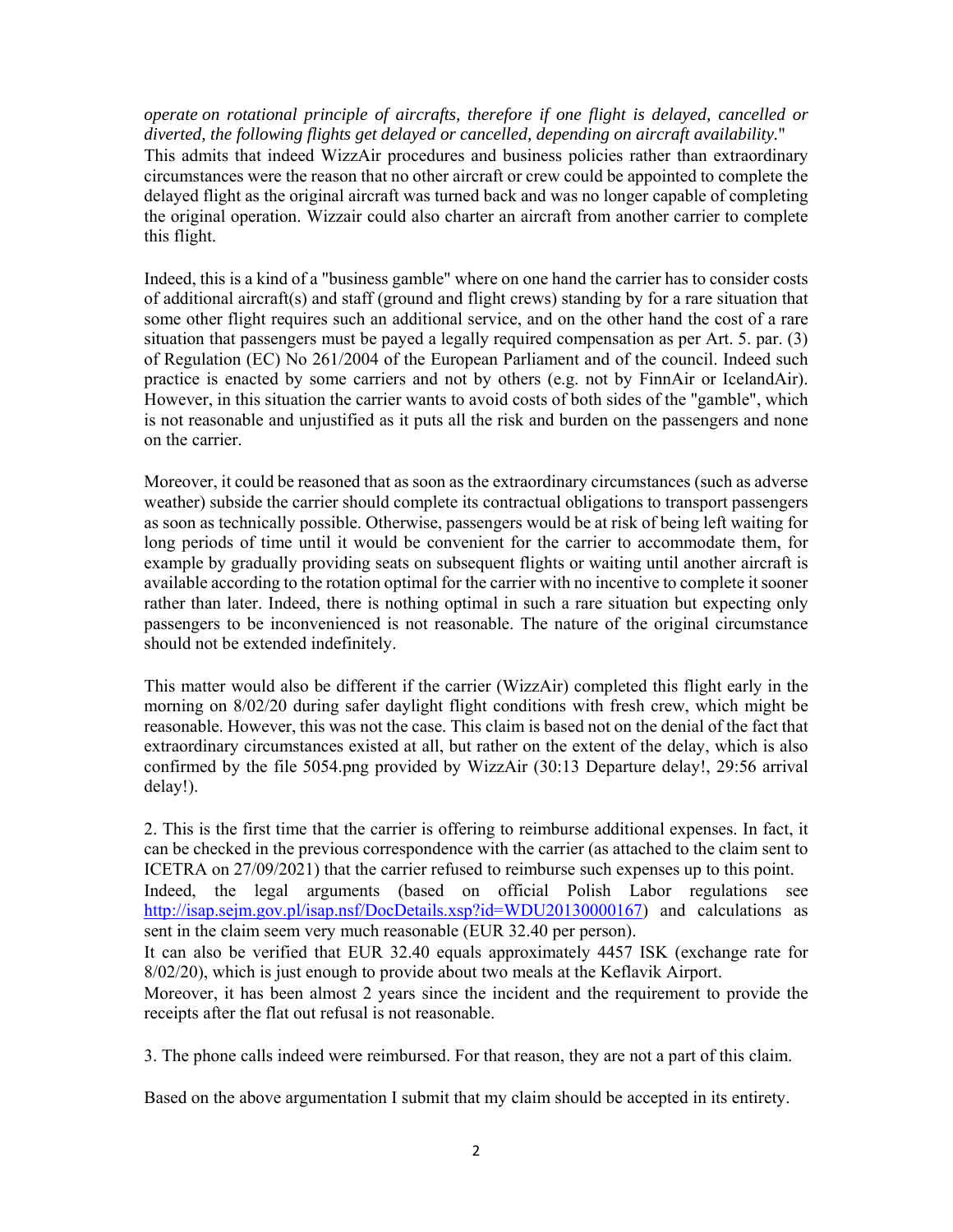*operate on rotational principle of aircrafts, therefore if one flight is delayed, cancelled or diverted, the following flights get delayed or cancelled, depending on aircraft availability.*"
This admits that indeed WizzAir procedures and business policies rather than extraordinary circumstances were the reason that no other aircraft or crew could be appointed to complete the delayed flight as the original aircraft was turned back and was no longer capable of completing the original operation. Wizzair could also charter an aircraft from another carrier to complete this flight.

Indeed, this is a kind of a "business gamble" where on one hand the carrier has to consider costs of additional aircraft(s) and staff (ground and flight crews) standing by for a rare situation that some other flight requires such an additional service, and on the other hand the cost of a rare situation that passengers must be payed a legally required compensation as per Art. 5. par. (3) of Regulation (EC) No 261/2004 of the European Parliament and of the council. Indeed such practice is enacted by some carriers and not by others (e.g. not by FinnAir or IcelandAir). However, in this situation the carrier wants to avoid costs of both sides of the "gamble", which is not reasonable and unjustified as it puts all the risk and burden on the passengers and none on the carrier.

Moreover, it could be reasoned that as soon as the extraordinary circumstances (such as adverse weather) subside the carrier should complete its contractual obligations to transport passengers as soon as technically possible. Otherwise, passengers would be at risk of being left waiting for long periods of time until it would be convenient for the carrier to accommodate them, for example by gradually providing seats on subsequent flights or waiting until another aircraft is available according to the rotation optimal for the carrier with no incentive to complete it sooner rather than later. Indeed, there is nothing optimal in such a rare situation but expecting only passengers to be inconvenienced is not reasonable. The nature of the original circumstance should not be extended indefinitely.

This matter would also be different if the carrier (WizzAir) completed this flight early in the morning on 8/02/20 during safer daylight flight conditions with fresh crew, which might be reasonable. However, this was not the case. This claim is based not on the denial of the fact that extraordinary circumstances existed at all, but rather on the extent of the delay, which is also confirmed by the file 5054.png provided by WizzAir (30:13 Departure delay!, 29:56 arrival delay!).

2. This is the first time that the carrier is offering to reimburse additional expenses. In fact, it can be checked in the previous correspondence with the carrier (as attached to the claim sent to ICETRA on 27/09/2021) that the carrier refused to reimburse such expenses up to this point.
Indeed, the legal arguments (based on official Polish Labor regulations see http://isap.sejm.gov.pl/isap.nsf/DocDetails.xsp?id=WDU20130000167) and calculations as sent in the claim seem very much reasonable (EUR 32.40 per person).
It can also be verified that EUR 32.40 equals approximately 4457 ISK (exchange rate for 8/02/20), which is just enough to provide about two meals at the Keflavik Airport.
Moreover, it has been almost 2 years since the incident and the requirement to provide the receipts after the flat out refusal is not reasonable.

3. The phone calls indeed were reimbursed. For that reason, they are not a part of this claim.

Based on the above argumentation I submit that my claim should be accepted in its entirety.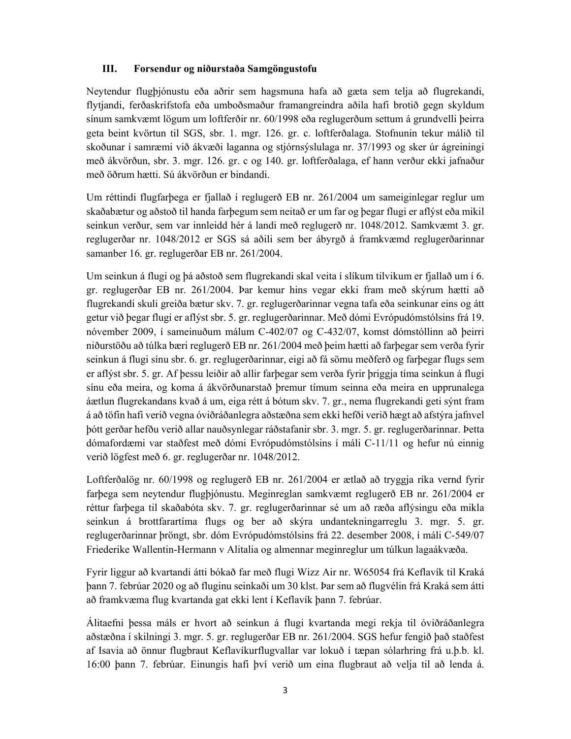## III. Forsendur og niðurstaða Samgöngustofu

Neytendur flugþjónustu eða aðrir sem hagsmuna hafa að gæta sem telja að flugrekandi, flytjandi, ferðaskrifstofa eða umboðsmaður framangreindra aðila hafi brotið gegn skyldum sínum samkvæmt lögum um loftferðir nr. 60/1998 eða reglugerðum settum á grundvelli þeirra geta beint kvörtun til SGS, sbr. 1. mgr. 126. gr. c. loftferðalaga. Stofnunin tekur málið til skoðunar í samræmi við ákvæði laganna og stjórnsýslulaga nr. 37/1993 og sker úr ágreiningi með ákvörðun, sbr. 3. mgr. 126. gr. c og 140. gr. loftferðalaga, ef hann verður ekki jafnaður með öðrum hætti. Sú ákvörðun er bindandi.

Um réttindi flugfarþega er fjallað í reglugerð EB nr. 261/2004 um sameiginlegar reglur um skaðabætur og aðstoð til handa farþegum sem neitað er um far og þegar flugi er aflýst eða mikil seinkun verður, sem var innleidd hér á landi með reglugerð nr. 1048/2012. Samkvæmt 3. gr. reglugerðar nr. 1048/2012 er SGS sá aðili sem ber ábyrgð á framkvæmd reglugerðarinnar samanber 16. gr. reglugerðar EB nr. 261/2004.

Um seinkun á flugi og þá aðstoð sem flugrekandi skal veita í slíkum tilvikum er fjallað um í 6. gr. reglugerðar EB nr. 261/2004. Þar kemur hins vegar ekki fram með skýrum hætti að flugrekandi skuli greiða bætur skv. 7. gr. reglugerðarinnar vegna tafa eða seinkunar eins og átt getur við þegar flugi er aflýst sbr. 5. gr. reglugerðarinnar. Með dómi Evrópudómstólsins frá 19. nóvember 2009, í sameinuðum málum C-402/07 og C-432/07, komst dómstóllinn að þeirri niðurstöðu að túlka bæri reglugerð EB nr. 261/2004 með þeim hætti að farþegar sem verða fyrir seinkun á flugi sínu sbr. 6. gr. reglugerðarinnar, eigi að fá sömu meðferð og farþegar flugs sem er aflýst sbr. 5. gr. Af þessu leiðir að allir farþegar sem verða fyrir þriggja tíma seinkun á flugi sínu eða meira, og koma á ákvörðunarstað þremur tímum seinna eða meira en upprunalega áætlun flugrekandans kvað á um, eiga rétt á bótum skv. 7. gr., nema flugrekandi geti sýnt fram á að töfin hafi verið vegna óviðráðanlegra aðstæðna sem ekki hefði verið hægt að afstýra jafnvel þótt gerðar hefðu verið allar nauðsynlegar ráðstafanir sbr. 3. mgr. 5. gr. reglugerðarinnar. Þetta dómafordæmi var staðfest með dómi Evrópudómstólsins í máli C-11/11 og hefur nú einnig verið lögfest með 6. gr. reglugerðar nr. 1048/2012.

Loftferðalög nr. 60/1998 og reglugerð EB nr. 261/2004 er ætlað að tryggja ríka vernd fyrir farþega sem neytendur flugþjónustu. Meginreglan samkvæmt reglugerð EB nr. 261/2004 er réttur farþega til skaðabóta skv. 7. gr. reglugerðarinnar sé um að ræða aflýsingu eða mikla seinkun á brottfarartíma flugs og ber að skýra undantekningarreglu 3. mgr. 5. gr. reglugerðarinnar þröngt, sbr. dóm Evrópudómstólsins frá 22. desember 2008, í máli C-549/07 Friederike Wallentin-Hermann v Alitalia og almennar meginreglur um túlkun lagaákvæða.

Fyrir liggur að kvartandi átti bókað far með flugi Wizz Air nr. W65054 frá Keflavík til Kraká þann 7. febrúar 2020 og að fluginu seinkaði um 30 klst. Þar sem að flugvélin frá Kraká sem átti að framkvæma flug kvartanda gat ekki lent í Keflavík þann 7. febrúar.

Álitaefni þessa máls er hvort að seinkun á flugi kvartanda megi rekja til óviðráðanlegra aðstæðna í skilningi 3. mgr. 5. gr. reglugerðar EB nr. 261/2004. SGS hefur fengið það staðfest af Isavia að önnur flugbraut Keflavíkurflugvallar var lokuð í tæpan sólarhring frá u.þ.b. kl. 16:00 þann 7. febrúar. Einungis hafi því verið um eina flugbraut að velja til að lenda á.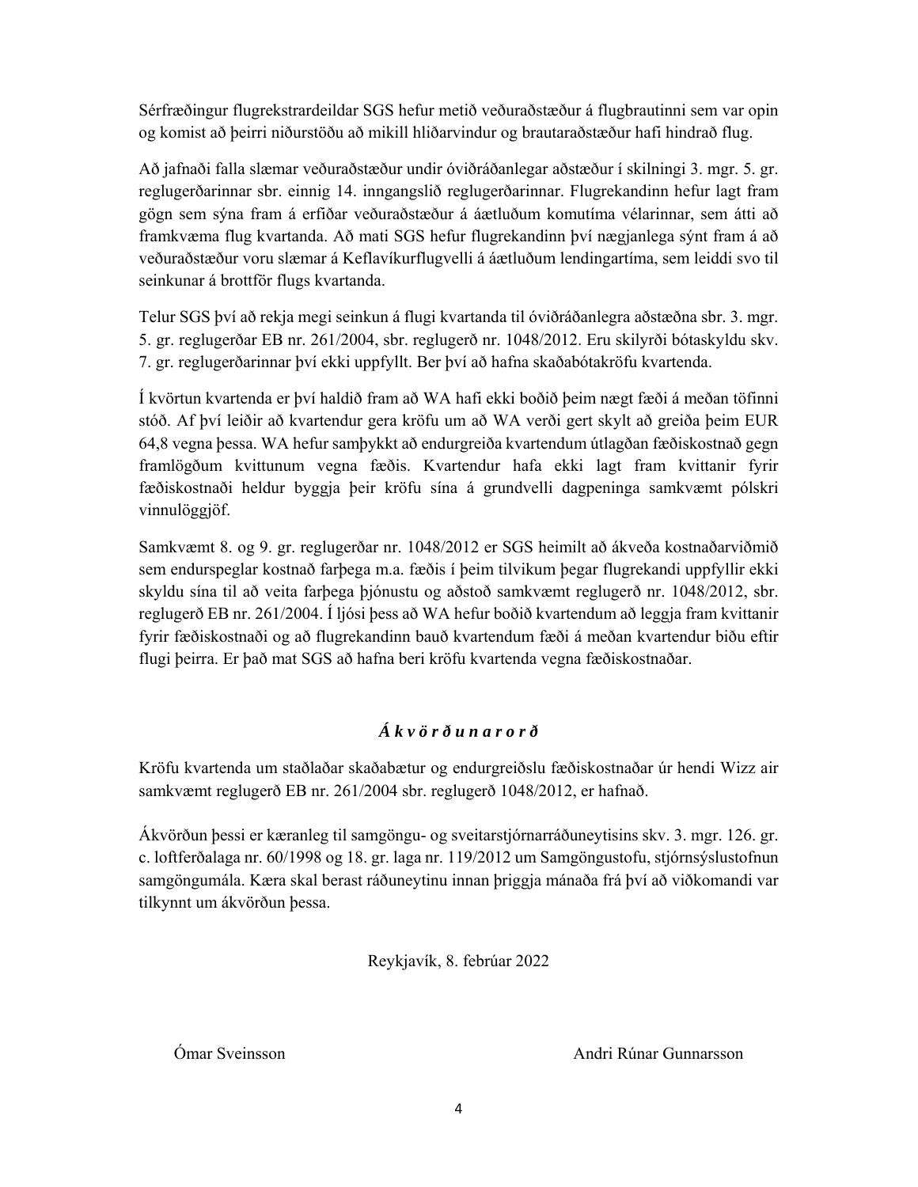Sérfræðingur flugrekstrardeildar SGS hefur metið veðuraðstæður á flugbrautinni sem var opin og komist að þeirri niðurstöðu að mikill hliðarvindur og brautaraðstæður hafi hindrað flug.

Að jafnaði falla slæmar veðuraðstæður undir óviðráðanlegar aðstæður í skilningi 3. mgr. 5. gr. reglugerðarinnar sbr. einnig 14. inngangslið reglugerðarinnar. Flugrekandinn hefur lagt fram gögn sem sýna fram á erfiðar veðuraðstæður á áætluðum komutíma vélarinnar, sem átti að framkvæma flug kvartanda. Að mati SGS hefur flugrekandinn því nægjanlega sýnt fram á að veðuraðstæður voru slæmar á Keflavíkurflugvelli á áætluðum lendingartíma, sem leiddi svo til seinkunar á brottför flugs kvartanda.

Telur SGS því að rekja megi seinkun á flugi kvartanda til óviðráðanlegra aðstæðna sbr. 3. mgr. 5. gr. reglugerðar EB nr. 261/2004, sbr. reglugerð nr. 1048/2012. Eru skilyrði bótaskyldu skv. 7. gr. reglugerðarinnar því ekki uppfyllt. Ber því að hafna skaðabótakröfu kvartenda.

Í kvörtun kvartenda er því haldið fram að WA hafi ekki boðið þeim nægt fæði á meðan töfinni stóð. Af því leiðir að kvartendur gera kröfu um að WA verði gert skylt að greiða þeim EUR 64,8 vegna þessa. WA hefur samþykkt að endurgreiða kvartendum útlagðan fæðiskostnað gegn framlögðum kvittunum vegna fæðis. Kvartendur hafa ekki lagt fram kvittanir fyrir fæðiskostnaði heldur byggja þeir kröfu sína á grundvelli dagpeninga samkvæmt pólskri vinnulöggjöf.

Samkvæmt 8. og 9. gr. reglugerðar nr. 1048/2012 er SGS heimilt að ákveða kostnaðarviðmið sem endurspeglar kostnað farþega m.a. fæðis í þeim tilvikum þegar flugrekandi uppfyllir ekki skyldu sína til að veita farþega þjónustu og aðstoð samkvæmt reglugerð nr. 1048/2012, sbr. reglugerð EB nr. 261/2004. Í ljósi þess að WA hefur boðið kvartendum að leggja fram kvittanir fyrir fæðiskostnaði og að flugrekandinn bauð kvartendum fæði á meðan kvartendur biðu eftir flugi þeirra. Er það mat SGS að hafna beri kröfu kvartenda vegna fæðiskostnaðar.

## ***Á k v ö r ð u n a r o r ð***

Kröfu kvartenda um staðlaðar skaðabætur og endurgreiðslu fæðiskostnaðar úr hendi Wizz air samkvæmt reglugerð EB nr. 261/2004 sbr. reglugerð 1048/2012, er hafnað.

Ákvörðun þessi er kæranleg til samgöngu- og sveitarstjórnarráðuneytisins skv. 3. mgr. 126. gr. c. loftferðalaga nr. 60/1998 og 18. gr. laga nr. 119/2012 um Samgöngustofu, stjórnsýslustofnun samgöngumála. Kæra skal berast ráðuneytinu innan þriggja mánaða frá því að viðkomandi var tilkynnt um ákvörðun þessa.

Reykjavík, 8. febrúar 2022

Ómar Sveinsson

Andri Rúnar Gunnarsson